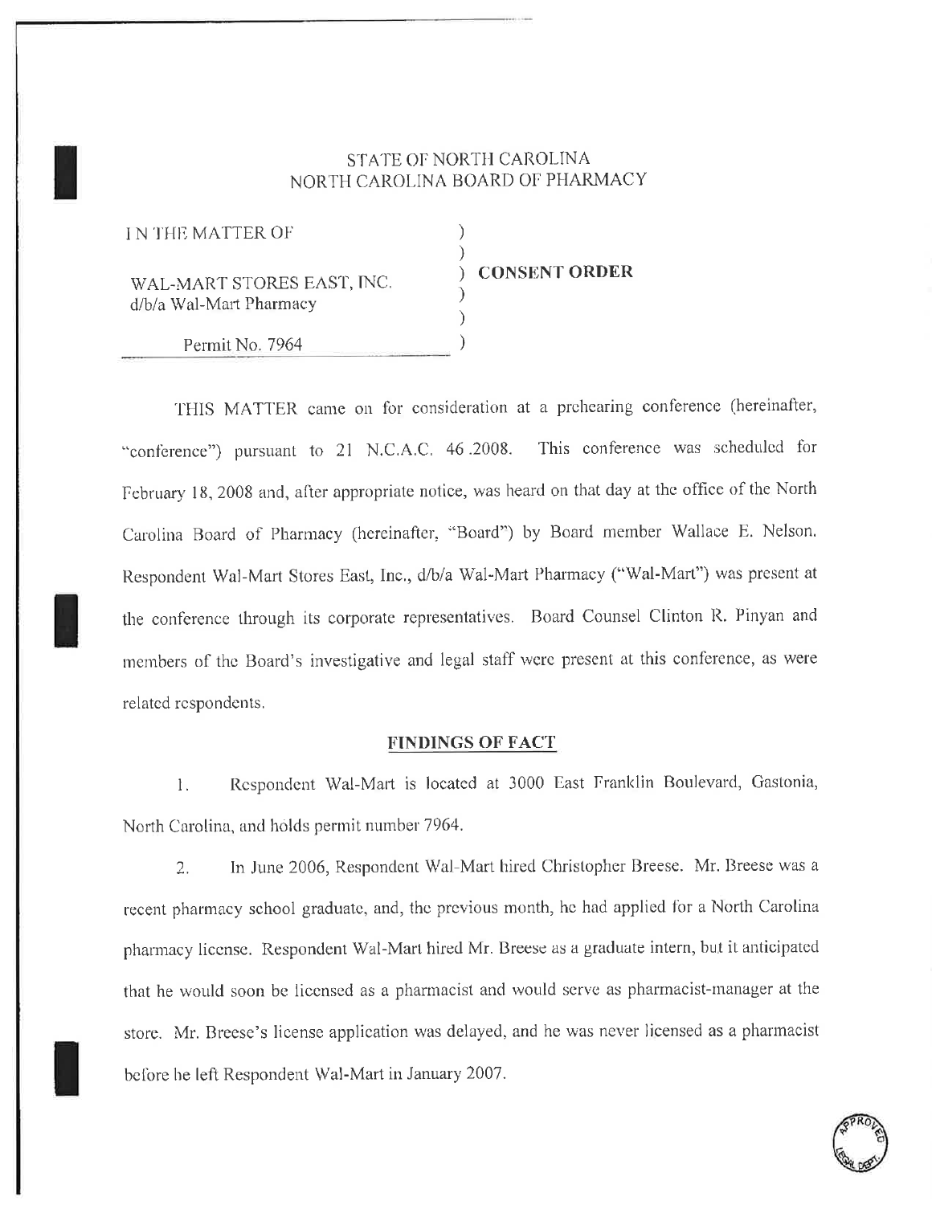STATE OF NORTH CAROLINA
NORTH CAROLINA BOARD OF PHARMACY

| | | |
|---|---|---|
| IN THE MATTER OF | ) | |
| | ) | |
| WAL-MART STORES EAST, INC. d/b/a Wal-Mart Pharmacy | ) | **CONSENT ORDER** |
| | ) | |
| Permit No. 7964 | ) | |

THIS MATTER came on for consideration at a prehearing conference (hereinafter, "conference") pursuant to 21 N.C.A.C. 46 .2008. This conference was scheduled for February 18, 2008 and, after appropriate notice, was heard on that day at the office of the North Carolina Board of Pharmacy (hereinafter, "Board") by Board member Wallace E. Nelson. Respondent Wal-Mart Stores East, Inc., d/b/a Wal-Mart Pharmacy ("Wal-Mart") was present at the conference through its corporate representatives. Board Counsel Clinton R. Pinyan and members of the Board's investigative and legal staff were present at this conference, as were related respondents.

## FINDINGS OF FACT

1. Respondent Wal-Mart is located at 3000 East Franklin Boulevard, Gastonia, North Carolina, and holds permit number 7964.

2. In June 2006, Respondent Wal-Mart hired Christopher Breese. Mr. Breese was a recent pharmacy school graduate, and, the previous month, he had applied for a North Carolina pharmacy license. Respondent Wal-Mart hired Mr. Breese as a graduate intern, but it anticipated that he would soon be licensed as a pharmacist and would serve as pharmacist-manager at the store. Mr. Breese's license application was delayed, and he was never licensed as a pharmacist before he left Respondent Wal-Mart in January 2007.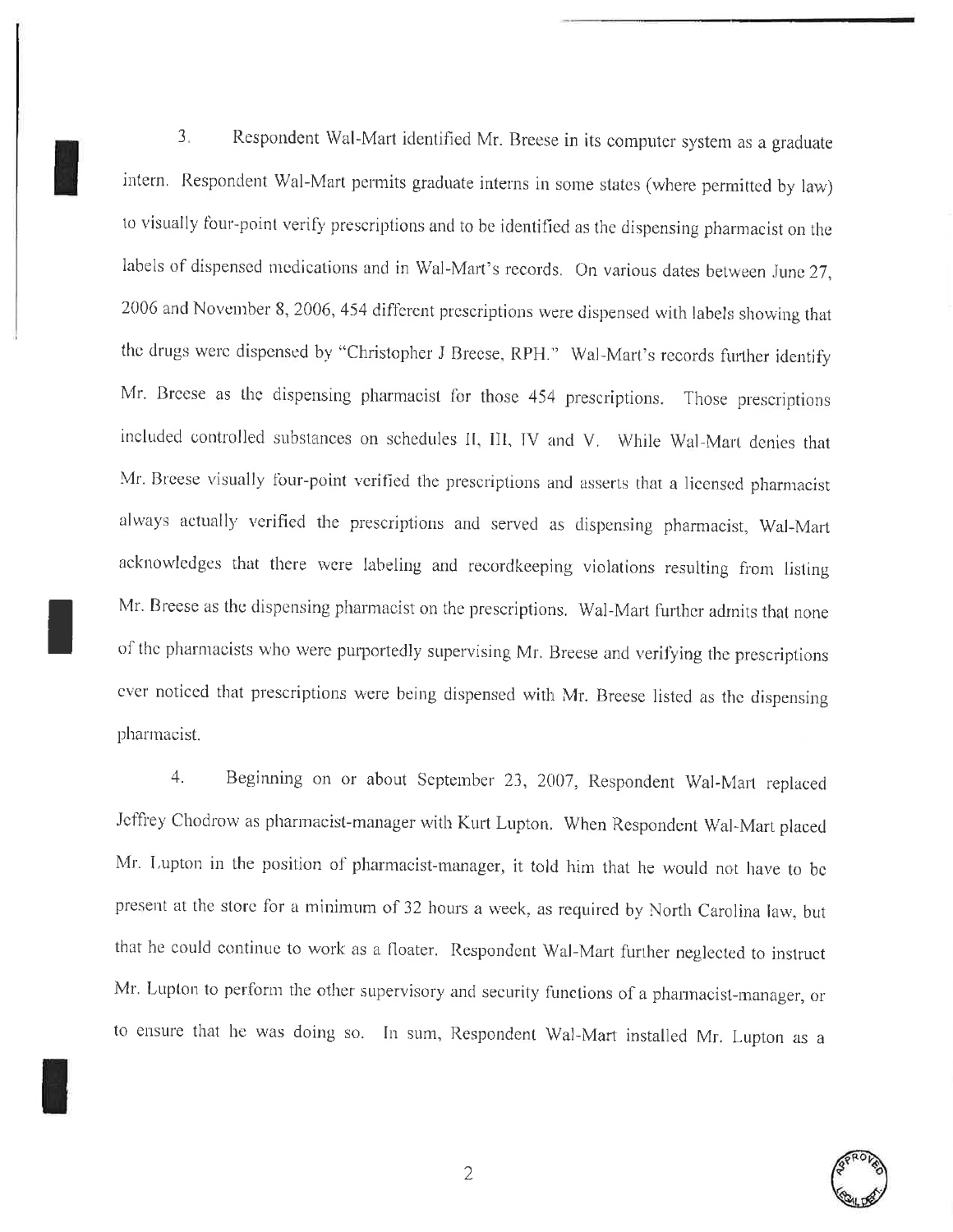3. Respondent Wal-Mart identified Mr. Breese in its computer system as a graduate intern. Respondent Wal-Mart permits graduate interns in some states (where permitted by law) to visually four-point verify prescriptions and to be identified as the dispensing pharmacist on the labels of dispensed medications and in Wal-Mart's records. On various dates between June 27, 2006 and November 8, 2006, 454 different prescriptions were dispensed with labels showing that the drugs were dispensed by "Christopher J Breese, RPH." Wal-Mart's records further identify Mr. Breese as the dispensing pharmacist for those 454 prescriptions. Those prescriptions included controlled substances on schedules II, III, IV and V. While Wal-Mart denies that Mr. Breese visually four-point verified the prescriptions and asserts that a licensed pharmacist always actually verified the prescriptions and served as dispensing pharmacist, Wal-Mart acknowledges that there were labeling and recordkeeping violations resulting from listing Mr. Breese as the dispensing pharmacist on the prescriptions. Wal-Mart further admits that none of the pharmacists who were purportedly supervising Mr. Breese and verifying the prescriptions ever noticed that prescriptions were being dispensed with Mr. Breese listed as the dispensing pharmacist.

4. Beginning on or about September 23, 2007, Respondent Wal-Mart replaced Jeffrey Chodrow as pharmacist-manager with Kurt Lupton. When Respondent Wal-Mart placed Mr. Lupton in the position of pharmacist-manager, it told him that he would not have to be present at the store for a minimum of 32 hours a week, as required by North Carolina law, but that he could continue to work as a floater. Respondent Wal-Mart further neglected to instruct Mr. Lupton to perform the other supervisory and security functions of a pharmacist-manager, or to ensure that he was doing so. In sum, Respondent Wal-Mart installed Mr. Lupton as a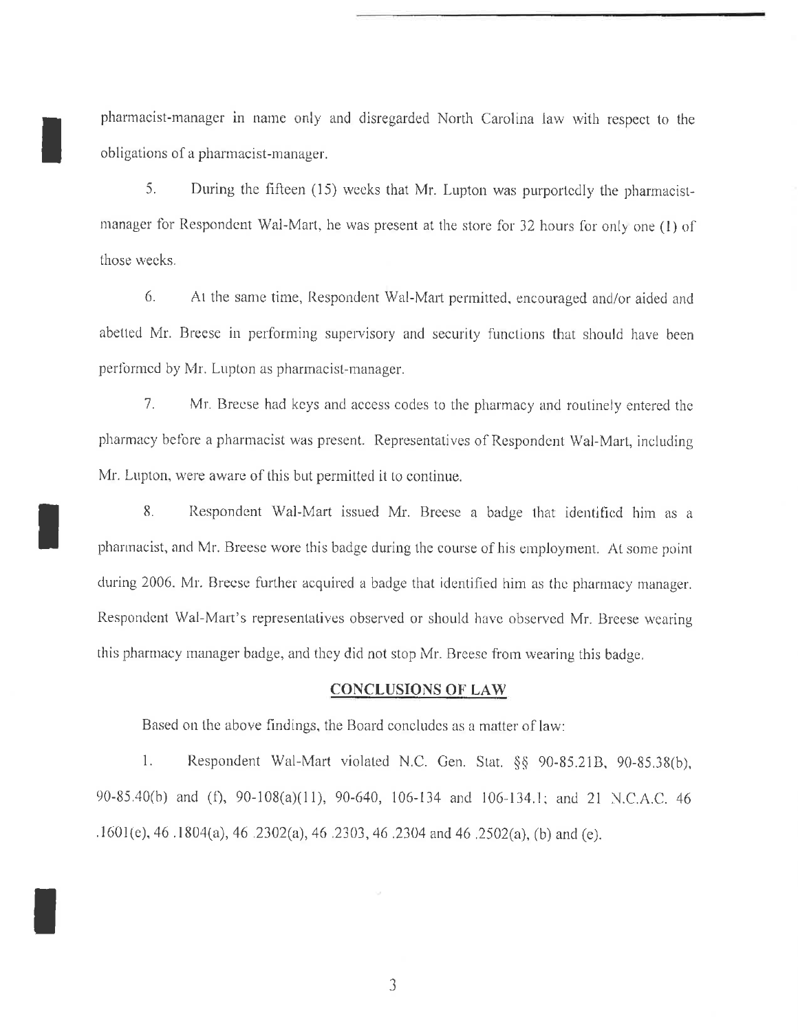pharmacist-manager in name only and disregarded North Carolina law with respect to the obligations of a pharmacist-manager.

5. During the fifteen (15) weeks that Mr. Lupton was purportedly the pharmacist-manager for Respondent Wal-Mart, he was present at the store for 32 hours for only one (1) of those weeks.

6. At the same time, Respondent Wal-Mart permitted, encouraged and/or aided and abetted Mr. Breese in performing supervisory and security functions that should have been performed by Mr. Lupton as pharmacist-manager.

7. Mr. Breese had keys and access codes to the pharmacy and routinely entered the pharmacy before a pharmacist was present. Representatives of Respondent Wal-Mart, including Mr. Lupton, were aware of this but permitted it to continue.

8. Respondent Wal-Mart issued Mr. Breese a badge that identified him as a pharmacist, and Mr. Breese wore this badge during the course of his employment. At some point during 2006, Mr. Breese further acquired a badge that identified him as the pharmacy manager. Respondent Wal-Mart's representatives observed or should have observed Mr. Breese wearing this pharmacy manager badge, and they did not stop Mr. Breese from wearing this badge.

## CONCLUSIONS OF LAW

Based on the above findings, the Board concludes as a matter of law:

1. Respondent Wal-Mart violated N.C. Gen. Stat. §§ 90-85.21B, 90-85.38(b), 90-85.40(b) and (f), 90-108(a)(11), 90-640, 106-134 and 106-134.1; and 21 N.C.A.C. 46 .1601(e), 46 .1804(a), 46 .2302(a), 46 .2303, 46 .2304 and 46 .2502(a), (b) and (e).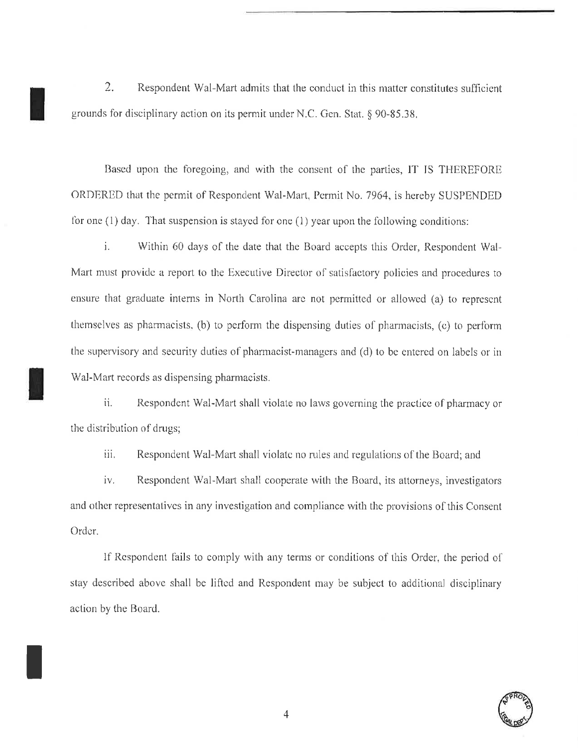2. Respondent Wal-Mart admits that the conduct in this matter constitutes sufficient grounds for disciplinary action on its permit under N.C. Gen. Stat. § 90-85.38.

Based upon the foregoing, and with the consent of the parties, IT IS THEREFORE ORDERED that the permit of Respondent Wal-Mart, Permit No. 7964, is hereby SUSPENDED for one (1) day. That suspension is stayed for one (1) year upon the following conditions:

i. Within 60 days of the date that the Board accepts this Order, Respondent Wal-Mart must provide a report to the Executive Director of satisfactory policies and procedures to ensure that graduate interns in North Carolina are not permitted or allowed (a) to represent themselves as pharmacists, (b) to perform the dispensing duties of pharmacists, (c) to perform the supervisory and security duties of pharmacist-managers and (d) to be entered on labels or in Wal-Mart records as dispensing pharmacists.

ii. Respondent Wal-Mart shall violate no laws governing the practice of pharmacy or the distribution of drugs;

iii. Respondent Wal-Mart shall violate no rules and regulations of the Board; and

iv. Respondent Wal-Mart shall cooperate with the Board, its attorneys, investigators and other representatives in any investigation and compliance with the provisions of this Consent Order.

If Respondent fails to comply with any terms or conditions of this Order, the period of stay described above shall be lifted and Respondent may be subject to additional disciplinary action by the Board.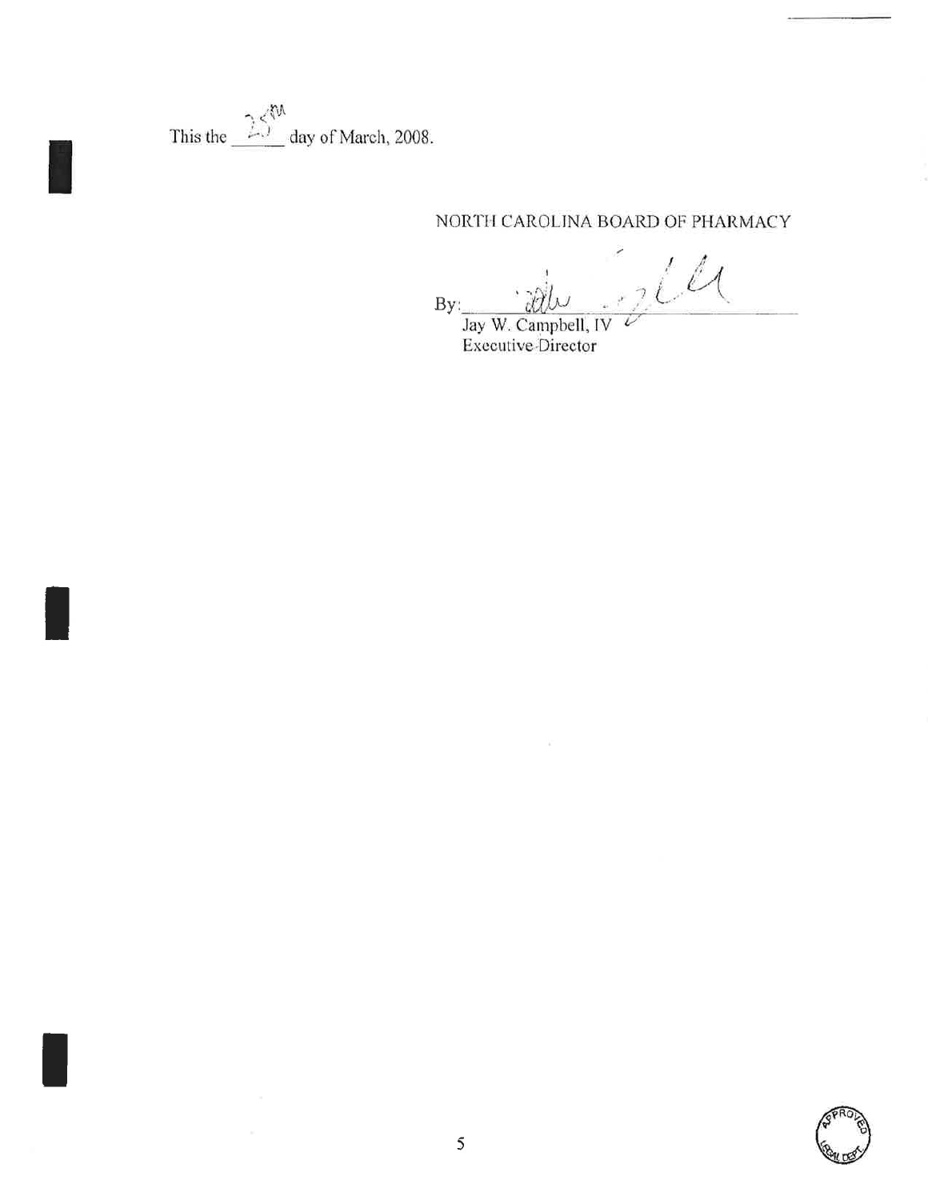This the 25th day of March, 2008.

NORTH CAROLINA BOARD OF PHARMACY

By: ______________________

Jay W. Campbell, IV
Executive Director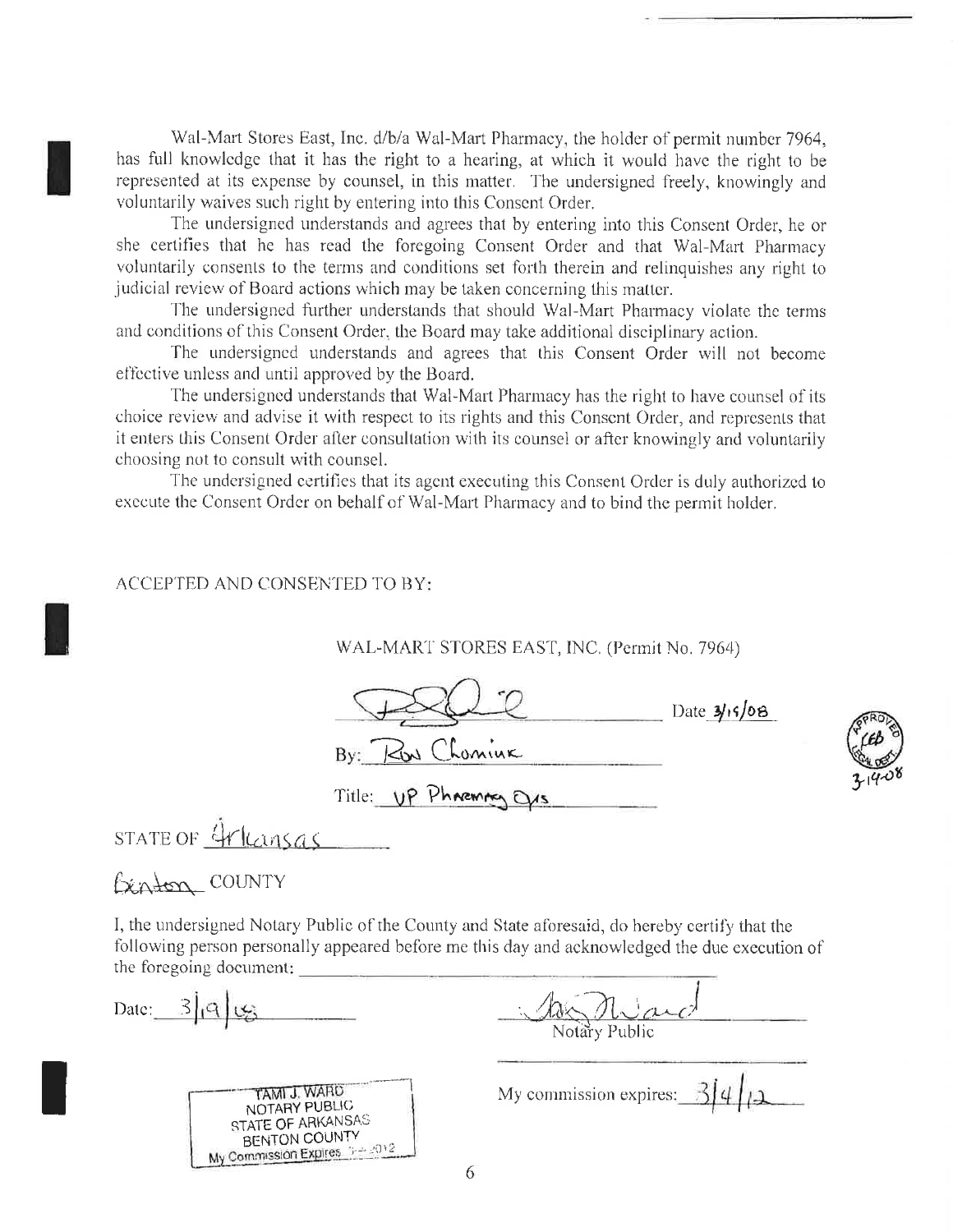Wal-Mart Stores East, Inc. d/b/a Wal-Mart Pharmacy, the holder of permit number 7964, has full knowledge that it has the right to a hearing, at which it would have the right to be represented at its expense by counsel, in this matter. The undersigned freely, knowingly and voluntarily waives such right by entering into this Consent Order.

The undersigned understands and agrees that by entering into this Consent Order, he or she certifies that he has read the foregoing Consent Order and that Wal-Mart Pharmacy voluntarily consents to the terms and conditions set forth therein and relinquishes any right to judicial review of Board actions which may be taken concerning this matter.

The undersigned further understands that should Wal-Mart Pharmacy violate the terms and conditions of this Consent Order, the Board may take additional disciplinary action.

The undersigned understands and agrees that this Consent Order will not become effective unless and until approved by the Board.

The undersigned understands that Wal-Mart Pharmacy has the right to have counsel of its choice review and advise it with respect to its rights and this Consent Order, and represents that it enters this Consent Order after consultation with its counsel or after knowingly and voluntarily choosing not to consult with counsel.

The undersigned certifies that its agent executing this Consent Order is duly authorized to execute the Consent Order on behalf of Wal-Mart Pharmacy and to bind the permit holder.

ACCEPTED AND CONSENTED TO BY:

WAL-MART STORES EAST, INC. (Permit No. 7964)

_______________ Date 3/15/08

By: Ron Chomiuk

Title: VP Pharmacy Ops

APPROVED LEB LEGAL DEPT 3-14-08

STATE OF Arkansas

Benton COUNTY

I, the undersigned Notary Public of the County and State aforesaid, do hereby certify that the following person personally appeared before me this day and acknowledged the due execution of the foregoing document: _______________

Date: 3/19/08

_______________
Notary Public

My commission expires: 3/4/12

TAMI J. WARD
NOTARY PUBLIC
STATE OF ARKANSAS
BENTON COUNTY
My Commission Expires 3-4-2012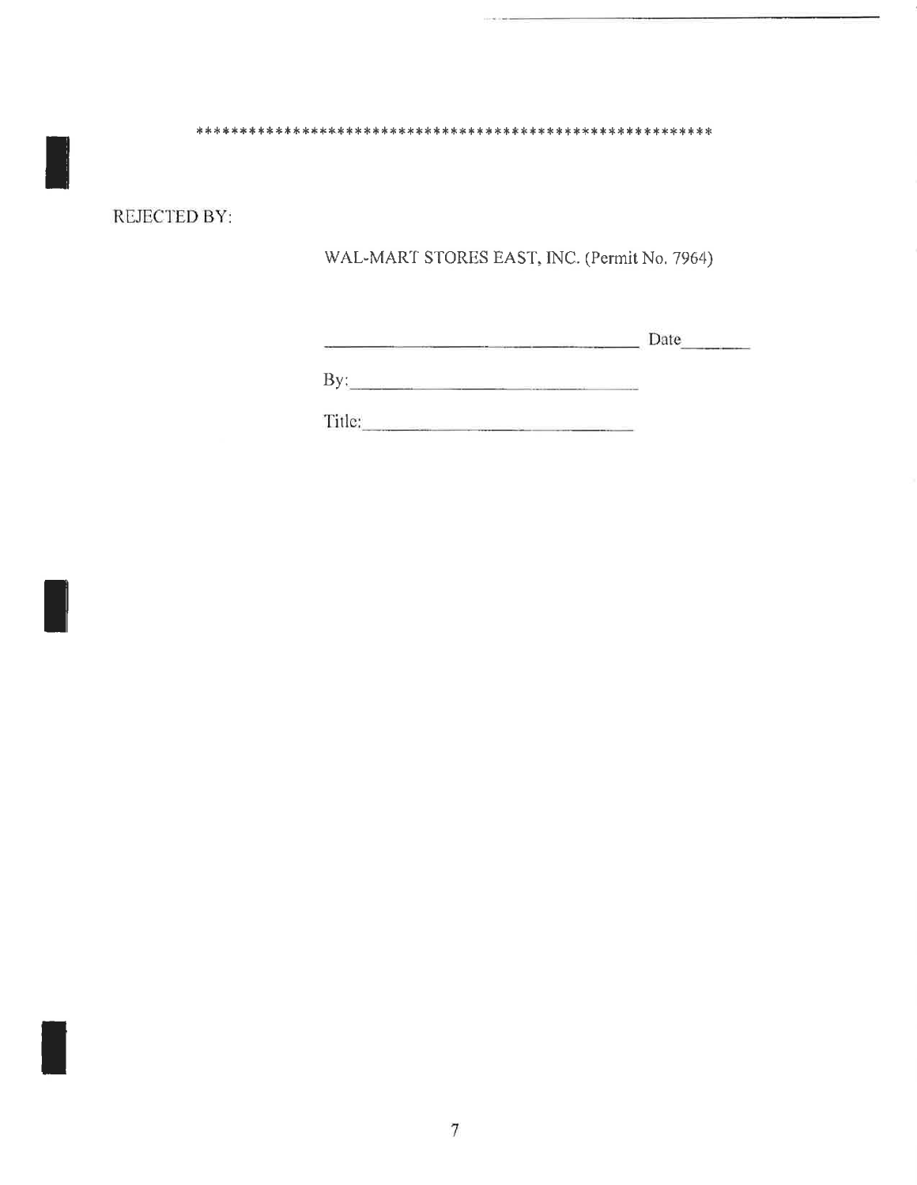\*\*\*\*\*\*\*\*\*\*\*\*\*\*\*\*\*\*\*\*\*\*\*\*\*\*\*\*\*\*\*\*\*\*\*\*\*\*\*\*\*\*\*\*\*\*\*\*\*\*\*\*\*\*\*\*\*

REJECTED BY:

WAL-MART STORES EAST, INC. (Permit No. 7964)

\_\_\_\_\_\_\_\_\_\_\_\_\_\_\_\_\_\_\_\_\_\_\_\_\_\_\_\_\_\_\_\_ Date\_\_\_\_\_\_\_

By:\_\_\_\_\_\_\_\_\_\_\_\_\_\_\_\_\_\_\_\_\_\_\_\_\_\_\_\_\_\_

Title:\_\_\_\_\_\_\_\_\_\_\_\_\_\_\_\_\_\_\_\_\_\_\_\_\_\_\_\_